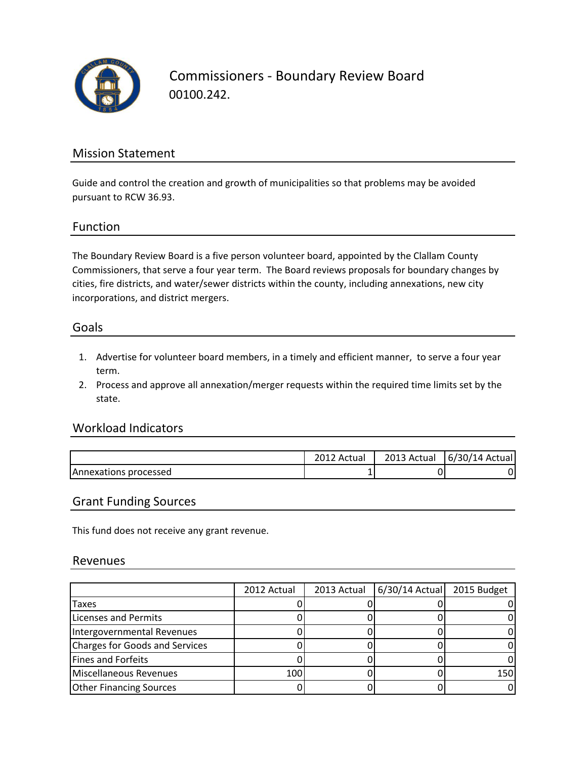# Commissioners - Boundary Review Board

00100.242.

## Mission Statement

Guide and control the creation and growth of municipalities so that problems may be avoided pursuant to RCW 36.93.

## Function

The Boundary Review Board is a five person volunteer board, appointed by the Clallam County Commissioners, that serve a four year term. The Board reviews proposals for boundary changes by cities, fire districts, and water/sewer districts within the county, including annexations, new city incorporations, and district mergers.

## Goals

1. Advertise for volunteer board members, in a timely and efficient manner, to serve a four year term.
2. Process and approve all annexation/merger requests within the required time limits set by the state.

## Workload Indicators

| | 2012 Actual | 2013 Actual | 6/30/14 Actual |
|---|---|---|---|
| Annexations processed | 1 | 0 | 0 |

## Grant Funding Sources

This fund does not receive any grant revenue.

## Revenues

| | 2012 Actual | 2013 Actual | 6/30/14 Actual | 2015 Budget |
|---|---|---|---|---|
| Taxes | 0 | 0 | 0 | 0 |
| Licenses and Permits | 0 | 0 | 0 | 0 |
| Intergovernmental Revenues | 0 | 0 | 0 | 0 |
| Charges for Goods and Services | 0 | 0 | 0 | 0 |
| Fines and Forfeits | 0 | 0 | 0 | 0 |
| Miscellaneous Revenues | 100 | 0 | 0 | 150 |
| Other Financing Sources | 0 | 0 | 0 | 0 |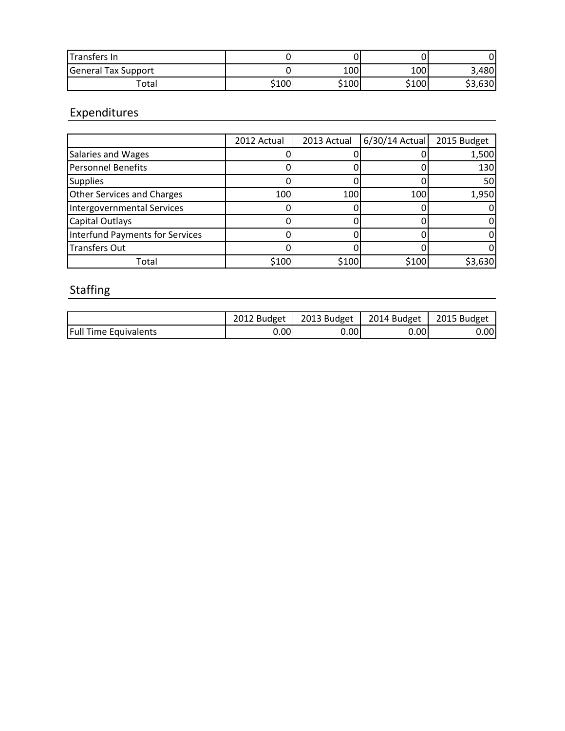| | | | | |
|---|---|---|---|---|
| Transfers In | 0 | 0 | 0 | 0 |
| General Tax Support | 0 | 100 | 100 | 3,480 |
| Total | $100 | $100 | $100 | $3,630 |

## Expenditures

| | 2012 Actual | 2013 Actual | 6/30/14 Actual | 2015 Budget |
|---|---|---|---|---|
| Salaries and Wages | 0 | 0 | 0 | 1,500 |
| Personnel Benefits | 0 | 0 | 0 | 130 |
| Supplies | 0 | 0 | 0 | 50 |
| Other Services and Charges | 100 | 100 | 100 | 1,950 |
| Intergovernmental Services | 0 | 0 | 0 | 0 |
| Capital Outlays | 0 | 0 | 0 | 0 |
| Interfund Payments for Services | 0 | 0 | 0 | 0 |
| Transfers Out | 0 | 0 | 0 | 0 |
| Total | $100 | $100 | $100 | $3,630 |

## Staffing

| | 2012 Budget | 2013 Budget | 2014 Budget | 2015 Budget |
|---|---|---|---|---|
| Full Time Equivalents | 0.00 | 0.00 | 0.00 | 0.00 |